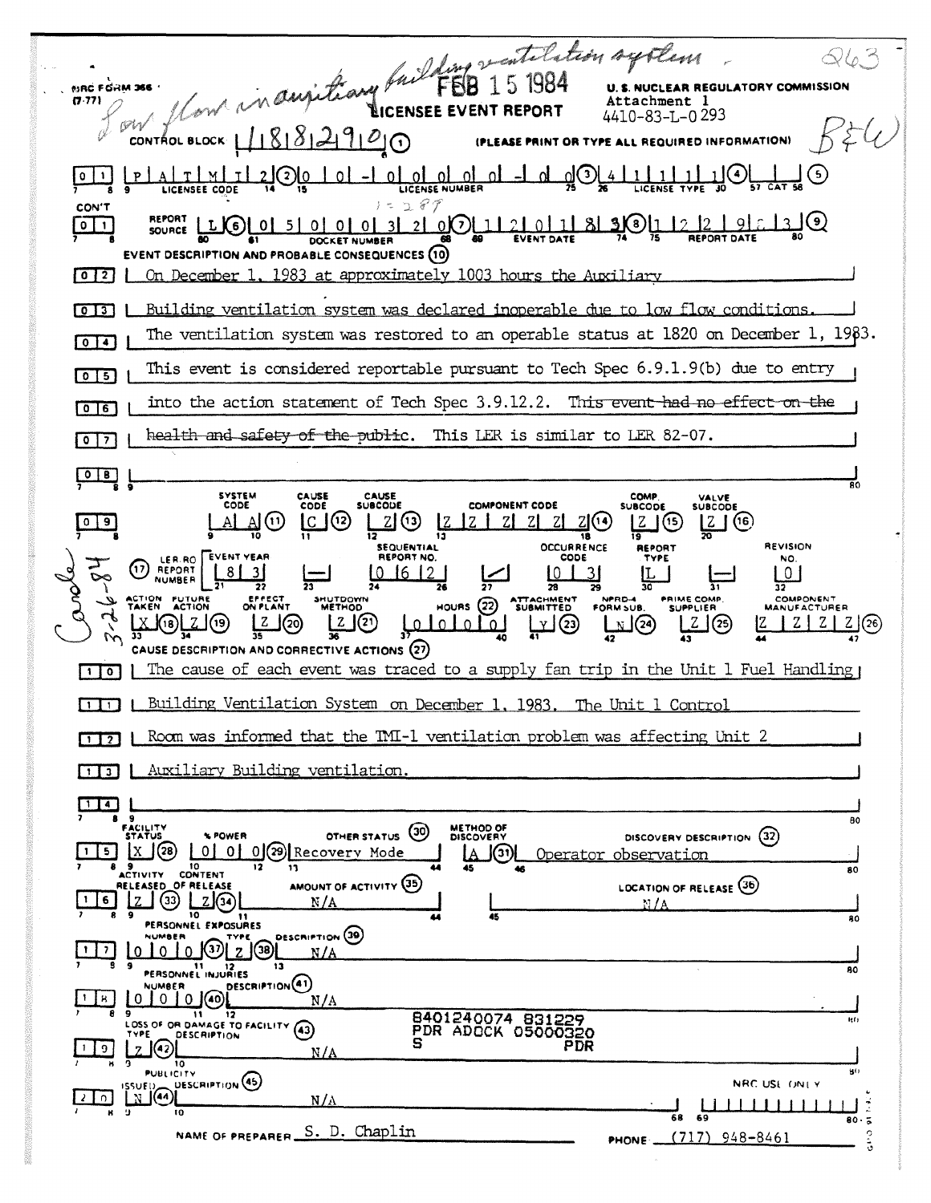Low flow in auxiliary building ventilation system - 263

NRC FORM 366 (7-77)

FEB 15 1984

**LICENSEE EVENT REPORT**

U.S. NUCLEAR REGULATORY COMMISSION

Attachment 1

4410-83-L-0293

B&W

CONTROL BLOCK | | 1 | 8 | 8 | 2 | 9 | 0 | (1) (PLEASE PRINT OR TYPE ALL REQUIRED INFORMATION)

01 | P A T M I 2 (2) | 0 0 - 0 0 0 0 0 - 0 0 (3) | 4 1 1 1 1 (4) | | (5)

LICENSEE CODE | LICENSE NUMBER | LICENSE TYPE | CAT

CON'T

01 | REPORT SOURCE L (6) | 0 5 0 0 0 3 2 0 (7) | 1 2 0 1 8 3 (8) | 1 2 2 9 8 3 (9)

DOCKET NUMBER | EVENT DATE | REPORT DATE

1-2-89

**EVENT DESCRIPTION AND PROBABLE CONSEQUENCES (10)**

02 On December 1, 1983 at approximately 1003 hours the Auxiliary

03 Building ventilation system was declared inoperable due to low flow conditions.

04 The ventilation system was restored to an operable status at 1820 on December 1, 1983.

05 This event is considered reportable pursuant to Tech Spec 6.9.1.9(b) due to entry

06 into the action statement of Tech Spec 3.9.12.2. ~~This event had no effect on the~~

07 ~~health and safety of the public~~. This LER is similar to LER 82-07.

08

| | SYSTEM CODE | CAUSE CODE | CAUSE SUBCODE | COMPONENT CODE | COMP. SUBCODE | VALVE SUBCODE |
|---|---|---|---|---|---|---|
| 09 | A A (11) | C (12) | Z (13) | Z Z Z Z Z Z (14) | Z (15) | Z (16) |

| (17) LER/RO REPORT NUMBER | EVENT YEAR | | SEQUENTIAL REPORT NO. | | OCCURRENCE CODE | REPORT TYPE | | REVISION NO. |
|---|---|---|---|---|---|---|---|---|
| | 8 3 | — | 0 6 2 | / | 0 3 | L | — | 0 |

Carole 3-26-84

| ACTION TAKEN | FUTURE ACTION | EFFECT ON PLANT | SHUTDOWN METHOD | HOURS (22) | ATTACHMENT SUBMITTED | NPRD-4 FORM SUB. | PRIME COMP. SUPPLIER | COMPONENT MANUFACTURER |
|---|---|---|---|---|---|---|---|---|
| X (18) | Z (19) | Z (20) | Z (21) | 0 0 0 0 | Y (23) | N (24) | Z (25) | Z Z Z Z (26) |

**CAUSE DESCRIPTION AND CORRECTIVE ACTIONS (27)**

10 The cause of each event was traced to a supply fan trip in the Unit 1 Fuel Handling

11 Building Ventilation System on December 1, 1983. The Unit 1 Control

12 Room was informed that the TMI-1 ventilation problem was affecting Unit 2

13 Auxiliary Building ventilation.

14

| | FACILITY STATUS | % POWER | OTHER STATUS (30) | METHOD OF DISCOVERY | DISCOVERY DESCRIPTION (32) |
|---|---|---|---|---|---|
| 15 | X (28) | 0 0 0 (29) | Recovery Mode | A (31) | Operator observation |

| | ACTIVITY RELEASED OF RELEASE | CONTENT | AMOUNT OF ACTIVITY (35) | LOCATION OF RELEASE (36) |
|---|---|---|---|---|
| 16 | Z (33) | Z (34) | N/A | N/A |

PERSONNEL EXPOSURES

| | NUMBER | TYPE | DESCRIPTION (39) |
|---|---|---|---|
| 17 | 0 0 0 (37) | Z (38) | N/A |

PERSONNEL INJURIES

| | NUMBER | DESCRIPTION (41) |
|---|---|---|
| 18 | 0 0 0 (40) | N/A |

LOSS OF OR DAMAGE TO FACILITY (43)

| | TYPE | DESCRIPTION |
|---|---|---|
| 19 | Z (42) | N/A |

8401240074 831229
PDR ADOCK 05000320
S PDR

PUBLICITY

| | ISSUED | DESCRIPTION (45) |
|---|---|---|
| 20 | N (44) | N/A |

NRC USE ONLY

NAME OF PREPARER S. D. Chaplin PHONE (717) 948-8461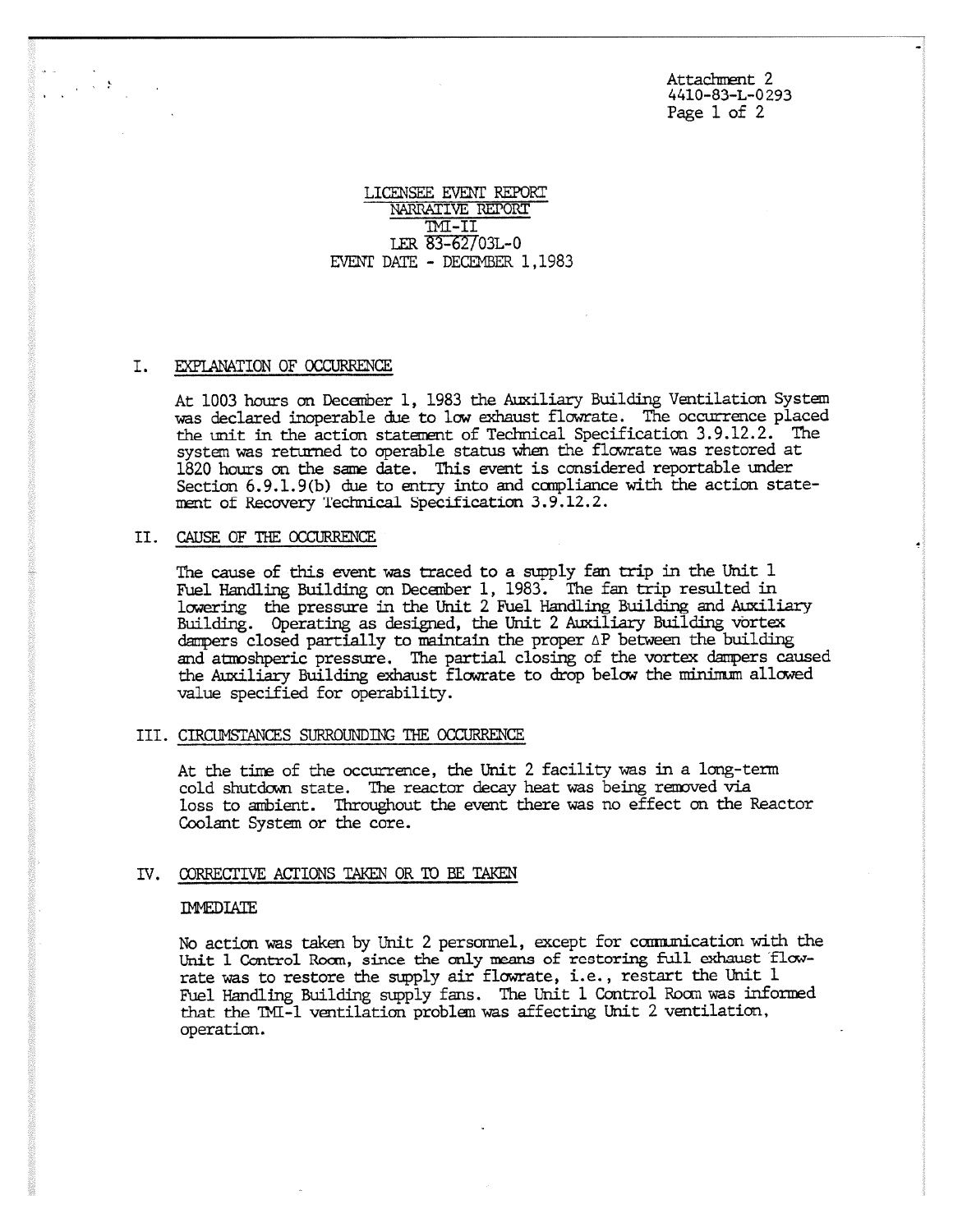Attachment 2
4410-83-L-0293

# LICENSEE EVENT REPORT
## NARRATIVE REPORT
## TMI-II
## LER 83-62/03L-0
## EVENT DATE - DECEMBER 1,1983

## I. EXPLANATION OF OCCURRENCE

At 1003 hours on December 1, 1983 the Auxiliary Building Ventilation System was declared inoperable due to low exhaust flowrate. The occurrence placed the unit in the action statement of Technical Specification 3.9.12.2. The system was returned to operable status when the flowrate was restored at 1820 hours on the same date. This event is considered reportable under Section 6.9.1.9(b) due to entry into and compliance with the action statement of Recovery Technical Specification 3.9.12.2.

## II. CAUSE OF THE OCCURRENCE

The cause of this event was traced to a supply fan trip in the Unit 1 Fuel Handling Building on December 1, 1983. The fan trip resulted in lowering the pressure in the Unit 2 Fuel Handling Building and Auxiliary Building. Operating as designed, the Unit 2 Auxiliary Building vortex dampers closed partially to maintain the proper $\Delta P$ between the building and atmoshperic pressure. The partial closing of the vortex dampers caused the Auxiliary Building exhaust flowrate to drop below the minimum allowed value specified for operability.

## III. CIRCUMSTANCES SURROUNDING THE OCCURRENCE

At the time of the occurrence, the Unit 2 facility was in a long-term cold shutdown state. The reactor decay heat was being removed via loss to ambient. Throughout the event there was no effect on the Reactor Coolant System or the core.

## IV. CORRECTIVE ACTIONS TAKEN OR TO BE TAKEN

### IMMEDIATE

No action was taken by Unit 2 personnel, except for communication with the Unit 1 Control Room, since the only means of restoring full exhaust flowrate was to restore the supply air flowrate, i.e., restart the Unit 1 Fuel Handling Building supply fans. The Unit 1 Control Room was informed that the TMI-1 ventilation problem was affecting Unit 2 ventilation, operation.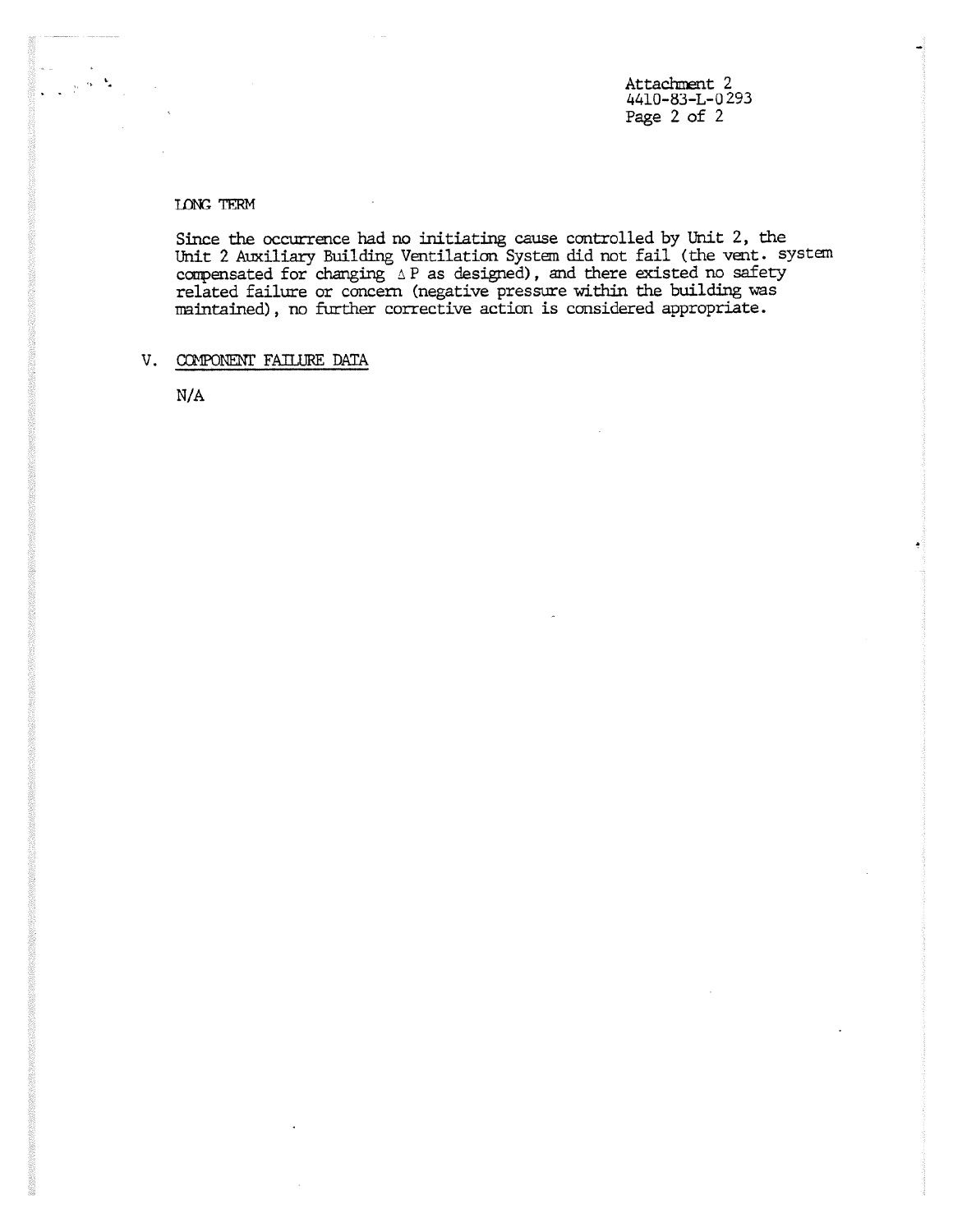### LONG TERM

Since the occurrence had no initiating cause controlled by Unit 2, the Unit 2 Auxiliary Building Ventilation System did not fail (the vent. system compensated for changing $\Delta P$ as designed), and there existed no safety related failure or concern (negative pressure within the building was maintained), no further corrective action is considered appropriate.

## V. COMPONENT FAILURE DATA

N/A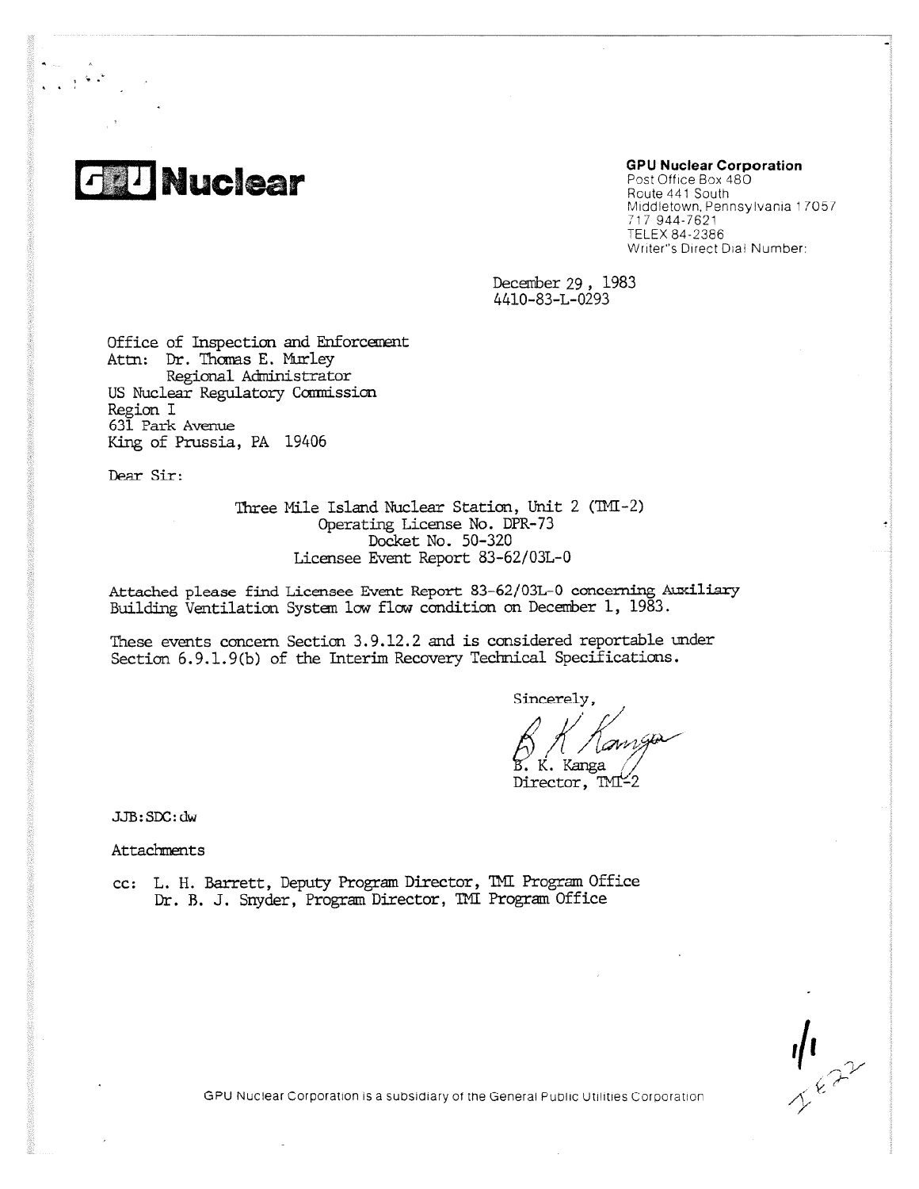**GPU Nuclear**

**GPU Nuclear Corporation**
Post Office Box 480
Route 441 South
Middletown, Pennsylvania 17057
717 944-7621
TELEX 84-2386
Writer's Direct Dial Number:

December 29, 1983
4410-83-L-0293

Office of Inspection and Enforcement
Attn: Dr. Thomas E. Murley
Regional Administrator
US Nuclear Regulatory Commission
Region I
631 Park Avenue
King of Prussia, PA 19406

Dear Sir:

Three Mile Island Nuclear Station, Unit 2 (TMI-2)
Operating License No. DPR-73
Docket No. 50-320
Licensee Event Report 83-62/03L-0

Attached please find Licensee Event Report 83-62/03L-0 concerning Auxiliary Building Ventilation System low flow condition on December 1, 1983.

These events concern Section 3.9.12.2 and is considered reportable under Section 6.9.1.9(b) of the Interim Recovery Technical Specifications.

Sincerely,

B. K. Kanga
Director, TMI-2

JJB:SDC:dw

Attachments

cc: L. H. Barrett, Deputy Program Director, TMI Program Office
Dr. B. J. Snyder, Program Director, TMI Program Office

GPU Nuclear Corporation is a subsidiary of the General Public Utilities Corporation

1/1
IE22